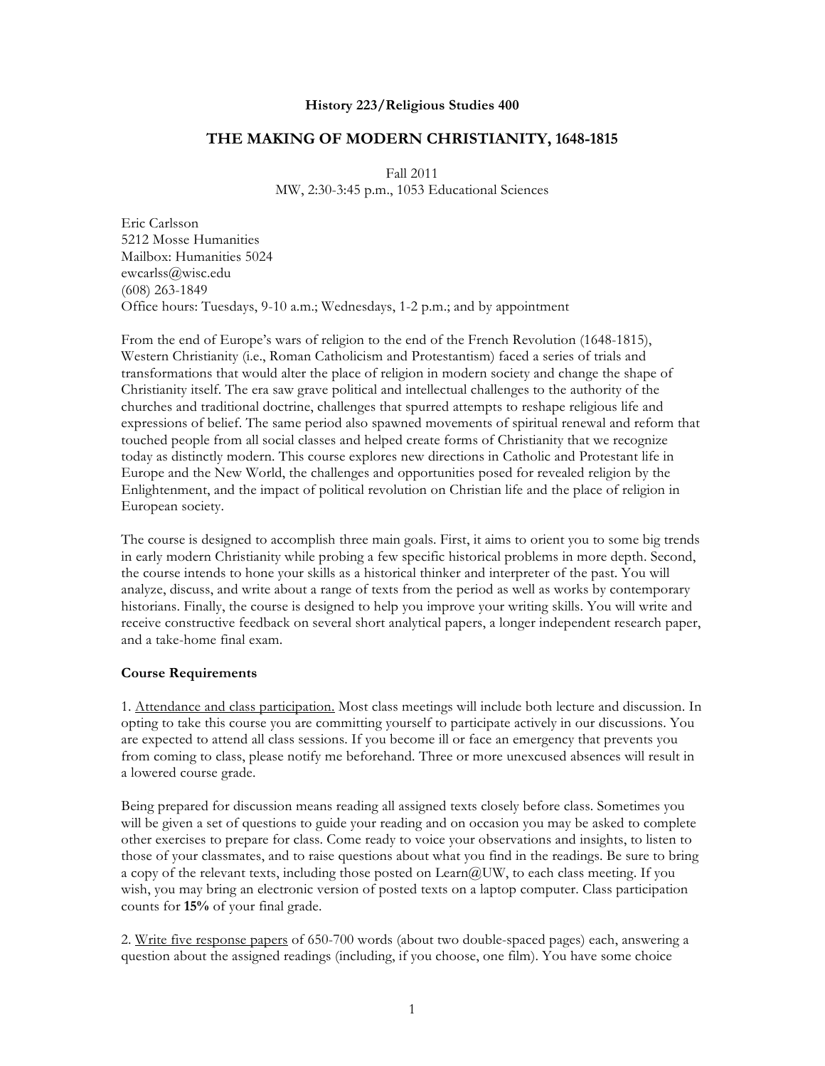**History 223/Religious Studies 400**

# THE MAKING OF MODERN CHRISTIANITY, 1648-1815

Fall 2011
MW, 2:30-3:45 p.m., 1053 Educational Sciences

Eric Carlsson
5212 Mosse Humanities
Mailbox: Humanities 5024
ewcarlss@wisc.edu
(608) 263-1849
Office hours: Tuesdays, 9-10 a.m.; Wednesdays, 1-2 p.m.; and by appointment

From the end of Europe's wars of religion to the end of the French Revolution (1648-1815), Western Christianity (i.e., Roman Catholicism and Protestantism) faced a series of trials and transformations that would alter the place of religion in modern society and change the shape of Christianity itself. The era saw grave political and intellectual challenges to the authority of the churches and traditional doctrine, challenges that spurred attempts to reshape religious life and expressions of belief. The same period also spawned movements of spiritual renewal and reform that touched people from all social classes and helped create forms of Christianity that we recognize today as distinctly modern. This course explores new directions in Catholic and Protestant life in Europe and the New World, the challenges and opportunities posed for revealed religion by the Enlightenment, and the impact of political revolution on Christian life and the place of religion in European society.

The course is designed to accomplish three main goals. First, it aims to orient you to some big trends in early modern Christianity while probing a few specific historical problems in more depth. Second, the course intends to hone your skills as a historical thinker and interpreter of the past. You will analyze, discuss, and write about a range of texts from the period as well as works by contemporary historians. Finally, the course is designed to help you improve your writing skills. You will write and receive constructive feedback on several short analytical papers, a longer independent research paper, and a take-home final exam.

**Course Requirements**

1. Attendance and class participation. Most class meetings will include both lecture and discussion. In opting to take this course you are committing yourself to participate actively in our discussions. You are expected to attend all class sessions. If you become ill or face an emergency that prevents you from coming to class, please notify me beforehand. Three or more unexcused absences will result in a lowered course grade.

Being prepared for discussion means reading all assigned texts closely before class. Sometimes you will be given a set of questions to guide your reading and on occasion you may be asked to complete other exercises to prepare for class. Come ready to voice your observations and insights, to listen to those of your classmates, and to raise questions about what you find in the readings. Be sure to bring a copy of the relevant texts, including those posted on Learn@UW, to each class meeting. If you wish, you may bring an electronic version of posted texts on a laptop computer. Class participation counts for **15%** of your final grade.

2. Write five response papers of 650-700 words (about two double-spaced pages) each, answering a question about the assigned readings (including, if you choose, one film). You have some choice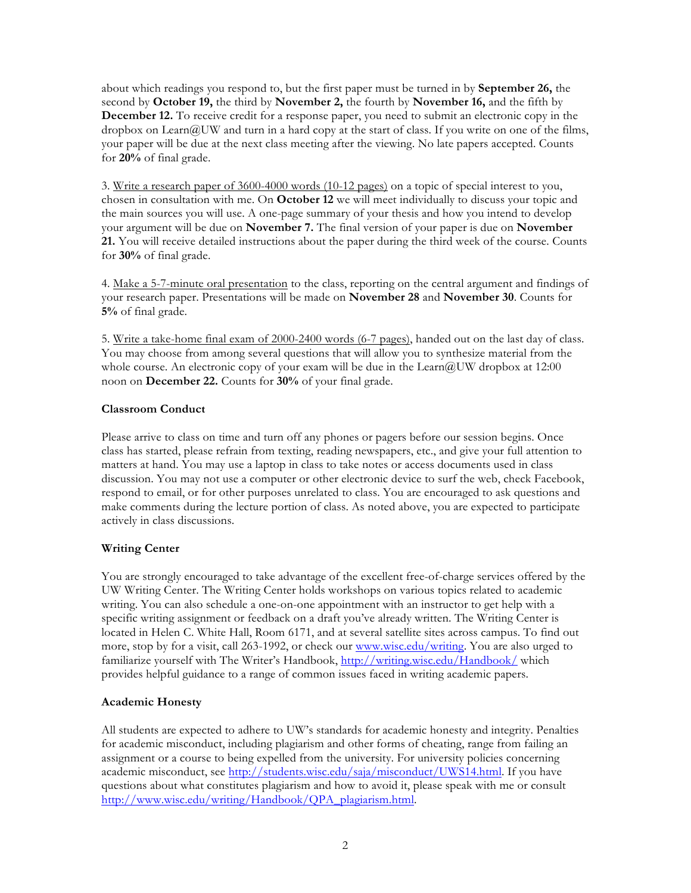about which readings you respond to, but the first paper must be turned in by **September 26,** the second by **October 19,** the third by **November 2,** the fourth by **November 16,** and the fifth by **December 12.** To receive credit for a response paper, you need to submit an electronic copy in the dropbox on Learn@UW and turn in a hard copy at the start of class. If you write on one of the films, your paper will be due at the next class meeting after the viewing. No late papers accepted. Counts for **20%** of final grade.

3. <u>Write a research paper of 3600-4000 words (10-12 pages)</u> on a topic of special interest to you, chosen in consultation with me. On **October 12** we will meet individually to discuss your topic and the main sources you will use. A one-page summary of your thesis and how you intend to develop your argument will be due on **November 7.** The final version of your paper is due on **November 21.** You will receive detailed instructions about the paper during the third week of the course. Counts for **30%** of final grade.

4. <u>Make a 5-7-minute oral presentation</u> to the class, reporting on the central argument and findings of your research paper. Presentations will be made on **November 28** and **November 30**. Counts for **5%** of final grade.

5. <u>Write a take-home final exam of 2000-2400 words (6-7 pages)</u>, handed out on the last day of class. You may choose from among several questions that will allow you to synthesize material from the whole course. An electronic copy of your exam will be due in the Learn@UW dropbox at 12:00 noon on **December 22.** Counts for **30%** of your final grade.

**Classroom Conduct**

Please arrive to class on time and turn off any phones or pagers before our session begins. Once class has started, please refrain from texting, reading newspapers, etc., and give your full attention to matters at hand. You may use a laptop in class to take notes or access documents used in class discussion. You may not use a computer or other electronic device to surf the web, check Facebook, respond to email, or for other purposes unrelated to class. You are encouraged to ask questions and make comments during the lecture portion of class. As noted above, you are expected to participate actively in class discussions.

**Writing Center**

You are strongly encouraged to take advantage of the excellent free-of-charge services offered by the UW Writing Center. The Writing Center holds workshops on various topics related to academic writing. You can also schedule a one-on-one appointment with an instructor to get help with a specific writing assignment or feedback on a draft you've already written. The Writing Center is located in Helen C. White Hall, Room 6171, and at several satellite sites across campus. To find out more, stop by for a visit, call 263-1992, or check our [www.wisc.edu/writing](www.wisc.edu/writing). You are also urged to familiarize yourself with The Writer's Handbook, [http://writing.wisc.edu/Handbook/](http://writing.wisc.edu/Handbook/) which provides helpful guidance to a range of common issues faced in writing academic papers.

**Academic Honesty**

All students are expected to adhere to UW's standards for academic honesty and integrity. Penalties for academic misconduct, including plagiarism and other forms of cheating, range from failing an assignment or a course to being expelled from the university. For university policies concerning academic misconduct, see [http://students.wisc.edu/saja/misconduct/UWS14.html](http://students.wisc.edu/saja/misconduct/UWS14.html). If you have questions about what constitutes plagiarism and how to avoid it, please speak with me or consult [http://www.wisc.edu/writing/Handbook/QPA_plagiarism.html](http://www.wisc.edu/writing/Handbook/QPA_plagiarism.html).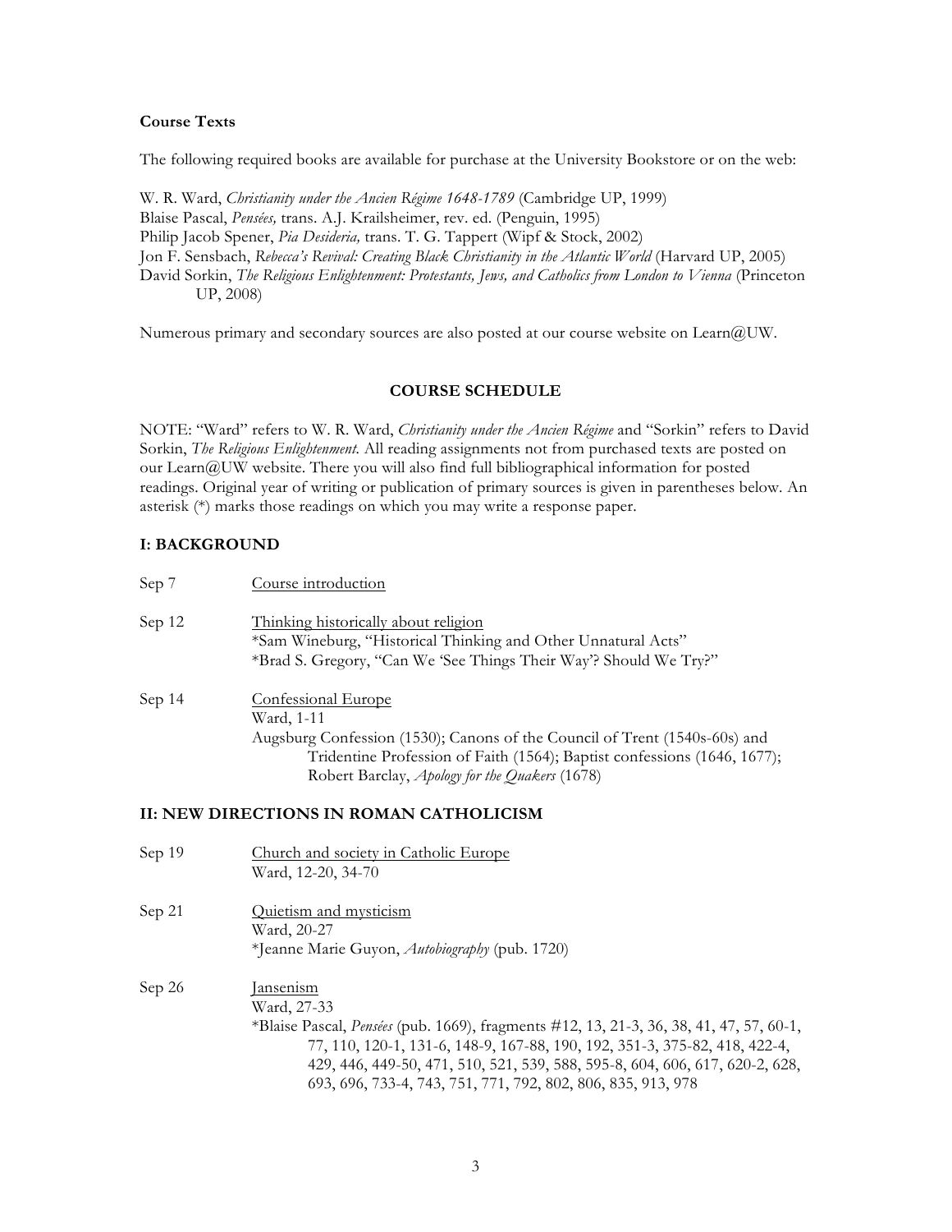**Course Texts**

The following required books are available for purchase at the University Bookstore or on the web:

W. R. Ward, *Christianity under the Ancien Régime 1648-1789* (Cambridge UP, 1999)
Blaise Pascal, *Pensées,* trans. A.J. Krailsheimer, rev. ed. (Penguin, 1995)
Philip Jacob Spener, *Pia Desideria,* trans. T. G. Tappert (Wipf & Stock, 2002)
Jon F. Sensbach, *Rebecca's Revival: Creating Black Christianity in the Atlantic World* (Harvard UP, 2005)
David Sorkin, *The Religious Enlightenment: Protestants, Jews, and Catholics from London to Vienna* (Princeton UP, 2008)

Numerous primary and secondary sources are also posted at our course website on Learn@UW.

## COURSE SCHEDULE

NOTE: "Ward" refers to W. R. Ward, *Christianity under the Ancien Régime* and "Sorkin" refers to David Sorkin, *The Religious Enlightenment.* All reading assignments not from purchased texts are posted on our Learn@UW website. There you will also find full bibliographical information for posted readings. Original year of writing or publication of primary sources is given in parentheses below. An asterisk (*) marks those readings on which you may write a response paper.

### I: BACKGROUND

**Sep 7** — Course introduction

**Sep 12** — Thinking historically about religion
*Sam Wineburg, "Historical Thinking and Other Unnatural Acts"
*Brad S. Gregory, "Can We 'See Things Their Way'? Should We Try?"

**Sep 14** — Confessional Europe
Ward, 1-11
Augsburg Confession (1530); Canons of the Council of Trent (1540s-60s) and Tridentine Profession of Faith (1564); Baptist confessions (1646, 1677); Robert Barclay, *Apology for the Quakers* (1678)

### II: NEW DIRECTIONS IN ROMAN CATHOLICISM

**Sep 19** — Church and society in Catholic Europe
Ward, 12-20, 34-70

**Sep 21** — Quietism and mysticism
Ward, 20-27
*Jeanne Marie Guyon, *Autobiography* (pub. 1720)

**Sep 26** — Jansenism
Ward, 27-33
*Blaise Pascal, *Pensées* (pub. 1669), fragments #12, 13, 21-3, 36, 38, 41, 47, 57, 60-1, 77, 110, 120-1, 131-6, 148-9, 167-88, 190, 192, 351-3, 375-82, 418, 422-4, 429, 446, 449-50, 471, 510, 521, 539, 588, 595-8, 604, 606, 617, 620-2, 628, 693, 696, 733-4, 743, 751, 771, 792, 802, 806, 835, 913, 978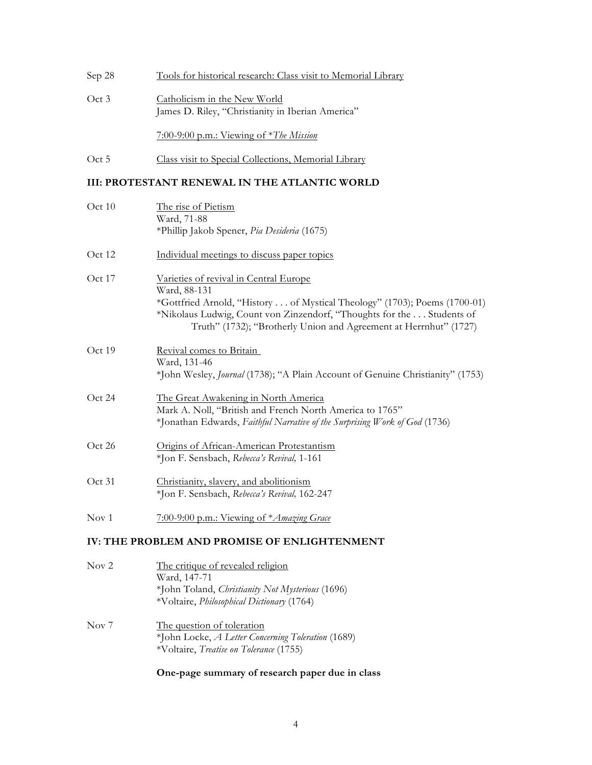Sep 28 — Tools for historical research: Class visit to Memorial Library

Oct 3 — Catholicism in the New World
James D. Riley, "Christianity in Iberian America"

7:00-9:00 p.m.: Viewing of **The Mission*

Oct 5 — Class visit to Special Collections, Memorial Library

## III: PROTESTANT RENEWAL IN THE ATLANTIC WORLD

Oct 10 — The rise of Pietism
Ward, 71-88
*Phillip Jakob Spener, *Pia Desideria* (1675)

Oct 12 — Individual meetings to discuss paper topics

Oct 17 — Varieties of revival in Central Europe
Ward, 88-131
*Gottfried Arnold, "History . . . of Mystical Theology" (1703); Poems (1700-01)
*Nikolaus Ludwig, Count von Zinzendorf, "Thoughts for the . . . Students of Truth" (1732); "Brotherly Union and Agreement at Herrnhut" (1727)

Oct 19 — Revival comes to Britain
Ward, 131-46
*John Wesley, *Journal* (1738); "A Plain Account of Genuine Christianity" (1753)

Oct 24 — The Great Awakening in North America
Mark A. Noll, "British and French North America to 1765"
*Jonathan Edwards, *Faithful Narrative of the Surprising Work of God* (1736)

Oct 26 — Origins of African-American Protestantism
*Jon F. Sensbach, *Rebecca's Revival,* 1-161

Oct 31 — Christianity, slavery, and abolitionism
*Jon F. Sensbach, *Rebecca's Revival,* 162-247

Nov 1 — 7:00-9:00 p.m.: Viewing of **Amazing Grace*

## IV: THE PROBLEM AND PROMISE OF ENLIGHTENMENT

Nov 2 — The critique of revealed religion
Ward, 147-71
*John Toland, *Christianity Not Mysterious* (1696)
*Voltaire, *Philosophical Dictionary* (1764)

Nov 7 — The question of toleration
*John Locke, *A Letter Concerning Toleration* (1689)
*Voltaire, *Treatise on Tolerance* (1755)

**One-page summary of research paper due in class**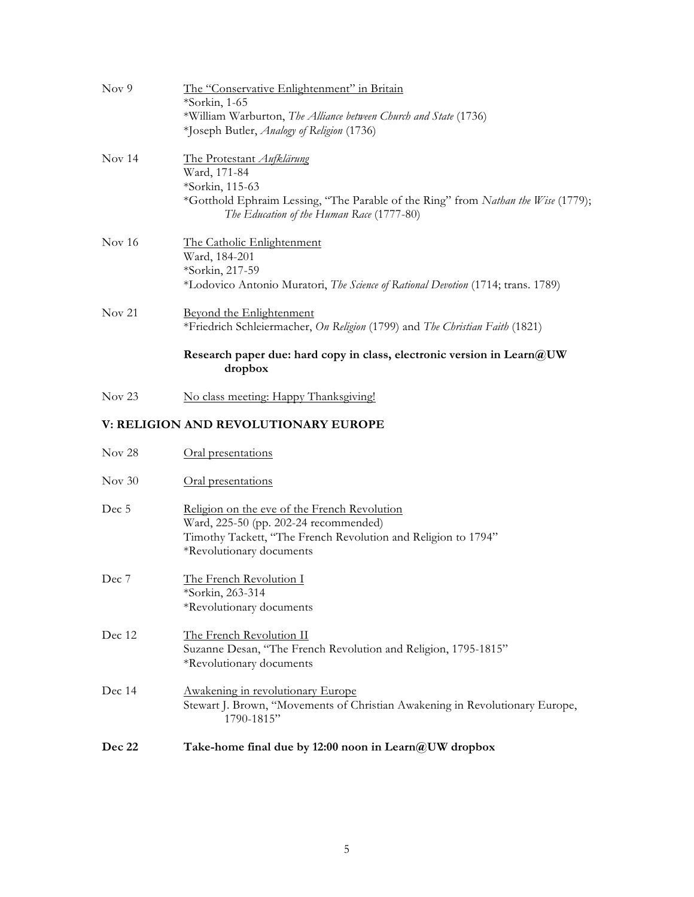Nov 9 — <u>The "Conservative Enlightenment" in Britain</u>
*Sorkin, 1-65
*William Warburton, *The Alliance between Church and State* (1736)
*Joseph Butler, *Analogy of Religion* (1736)

Nov 14 — <u>The Protestant *Aufklärung*</u>
Ward, 171-84
*Sorkin, 115-63
*Gotthold Ephraim Lessing, "The Parable of the Ring" from *Nathan the Wise* (1779); *The Education of the Human Race* (1777-80)

Nov 16 — <u>The Catholic Enlightenment</u>
Ward, 184-201
*Sorkin, 217-59
*Lodovico Antonio Muratori, *The Science of Rational Devotion* (1714; trans. 1789)

Nov 21 — <u>Beyond the Enlightenment</u>
*Friedrich Schleiermacher, *On Religion* (1799) and *The Christian Faith* (1821)

**Research paper due: hard copy in class, electronic version in Learn@UW dropbox**

Nov 23 — <u>No class meeting: Happy Thanksgiving!</u>

## V: RELIGION AND REVOLUTIONARY EUROPE

Nov 28 — <u>Oral presentations</u>

Nov 30 — <u>Oral presentations</u>

Dec 5 — <u>Religion on the eve of the French Revolution</u>
Ward, 225-50 (pp. 202-24 recommended)
Timothy Tackett, "The French Revolution and Religion to 1794"
*Revolutionary documents

Dec 7 — <u>The French Revolution I</u>
*Sorkin, 263-314
*Revolutionary documents

Dec 12 — <u>The French Revolution II</u>
Suzanne Desan, "The French Revolution and Religion, 1795-1815"
*Revolutionary documents

Dec 14 — <u>Awakening in revolutionary Europe</u>
Stewart J. Brown, "Movements of Christian Awakening in Revolutionary Europe, 1790-1815"

**Dec 22 — Take-home final due by 12:00 noon in Learn@UW dropbox**